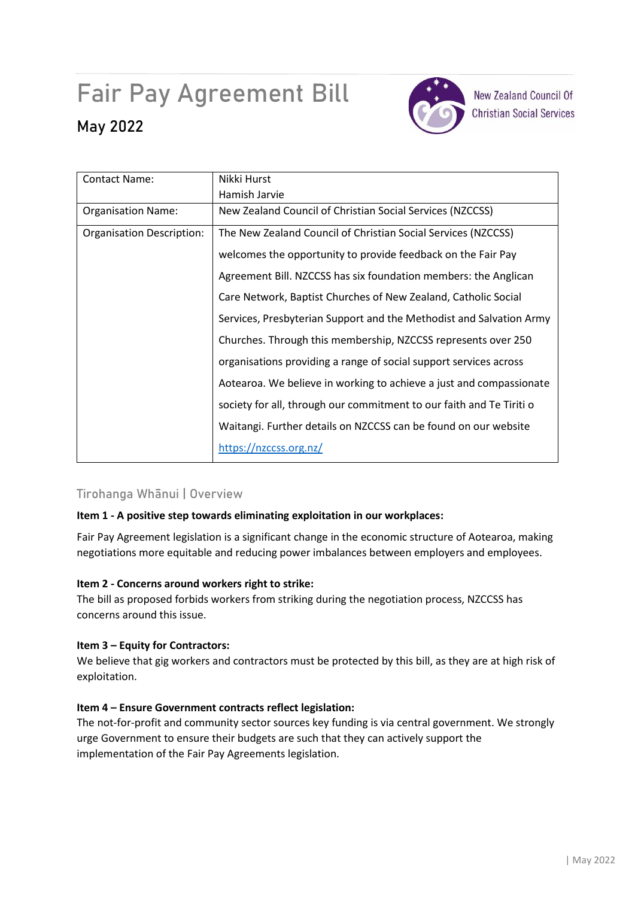# Fair Pay Agreement Bill

## May 2022

New Zealand Council Of Christian Social Services

| Contact Name: | Nikki Hurst<br>Hamish Jarvie |
|---|---|
| Organisation Name: | New Zealand Council of Christian Social Services (NZCCSS) |
| Organisation Description: | The New Zealand Council of Christian Social Services (NZCCSS) welcomes the opportunity to provide feedback on the Fair Pay Agreement Bill. NZCCSS has six foundation members: the Anglican Care Network, Baptist Churches of New Zealand, Catholic Social Services, Presbyterian Support and the Methodist and Salvation Army Churches. Through this membership, NZCCSS represents over 250 organisations providing a range of social support services across Aotearoa. We believe in working to achieve a just and compassionate society for all, through our commitment to our faith and Te Tiriti o Waitangi. Further details on NZCCSS can be found on our website [https://nzccss.org.nz/](https://nzccss.org.nz/) |

### Tirohanga Whānui | Overview

**Item 1 - A positive step towards eliminating exploitation in our workplaces:**

Fair Pay Agreement legislation is a significant change in the economic structure of Aotearoa, making negotiations more equitable and reducing power imbalances between employers and employees.

**Item 2 - Concerns around workers right to strike:**

The bill as proposed forbids workers from striking during the negotiation process, NZCCSS has concerns around this issue.

**Item 3 – Equity for Contractors:**

We believe that gig workers and contractors must be protected by this bill, as they are at high risk of exploitation.

**Item 4 – Ensure Government contracts reflect legislation:**

The not-for-profit and community sector sources key funding is via central government. We strongly urge Government to ensure their budgets are such that they can actively support the implementation of the Fair Pay Agreements legislation.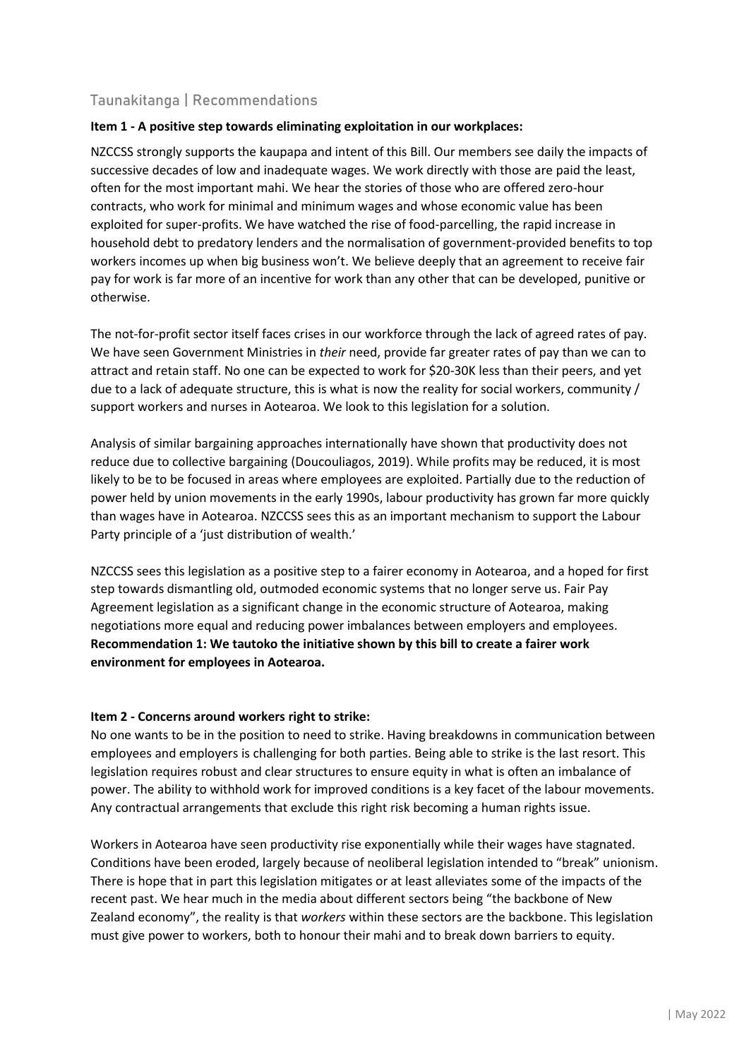## Taunakitanga | Recommendations

**Item 1 - A positive step towards eliminating exploitation in our workplaces:**

NZCCSS strongly supports the kaupapa and intent of this Bill. Our members see daily the impacts of successive decades of low and inadequate wages. We work directly with those are paid the least, often for the most important mahi. We hear the stories of those who are offered zero-hour contracts, who work for minimal and minimum wages and whose economic value has been exploited for super-profits. We have watched the rise of food-parcelling, the rapid increase in household debt to predatory lenders and the normalisation of government-provided benefits to top workers incomes up when big business won't. We believe deeply that an agreement to receive fair pay for work is far more of an incentive for work than any other that can be developed, punitive or otherwise.

The not-for-profit sector itself faces crises in our workforce through the lack of agreed rates of pay. We have seen Government Ministries in *their* need, provide far greater rates of pay than we can to attract and retain staff. No one can be expected to work for $20-30K less than their peers, and yet due to a lack of adequate structure, this is what is now the reality for social workers, community / support workers and nurses in Aotearoa. We look to this legislation for a solution.

Analysis of similar bargaining approaches internationally have shown that productivity does not reduce due to collective bargaining (Doucouliagos, 2019). While profits may be reduced, it is most likely to be to be focused in areas where employees are exploited. Partially due to the reduction of power held by union movements in the early 1990s, labour productivity has grown far more quickly than wages have in Aotearoa. NZCCSS sees this as an important mechanism to support the Labour Party principle of a 'just distribution of wealth.'

NZCCSS sees this legislation as a positive step to a fairer economy in Aotearoa, and a hoped for first step towards dismantling old, outmoded economic systems that no longer serve us. Fair Pay Agreement legislation as a significant change in the economic structure of Aotearoa, making negotiations more equal and reducing power imbalances between employers and employees.
**Recommendation 1: We tautoko the initiative shown by this bill to create a fairer work environment for employees in Aotearoa.**

**Item 2 - Concerns around workers right to strike:**

No one wants to be in the position to need to strike. Having breakdowns in communication between employees and employers is challenging for both parties. Being able to strike is the last resort. This legislation requires robust and clear structures to ensure equity in what is often an imbalance of power. The ability to withhold work for improved conditions is a key facet of the labour movements. Any contractual arrangements that exclude this right risk becoming a human rights issue.

Workers in Aotearoa have seen productivity rise exponentially while their wages have stagnated. Conditions have been eroded, largely because of neoliberal legislation intended to "break" unionism. There is hope that in part this legislation mitigates or at least alleviates some of the impacts of the recent past. We hear much in the media about different sectors being "the backbone of New Zealand economy", the reality is that *workers* within these sectors are the backbone. This legislation must give power to workers, both to honour their mahi and to break down barriers to equity.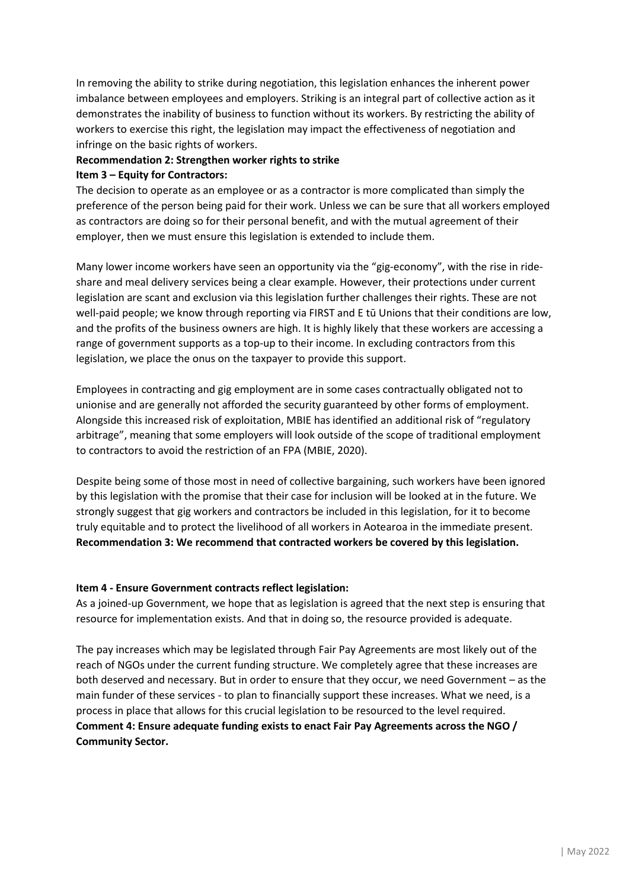In removing the ability to strike during negotiation, this legislation enhances the inherent power imbalance between employees and employers. Striking is an integral part of collective action as it demonstrates the inability of business to function without its workers. By restricting the ability of workers to exercise this right, the legislation may impact the effectiveness of negotiation and infringe on the basic rights of workers.

**Recommendation 2: Strengthen worker rights to strike**

**Item 3 – Equity for Contractors:**

The decision to operate as an employee or as a contractor is more complicated than simply the preference of the person being paid for their work. Unless we can be sure that all workers employed as contractors are doing so for their personal benefit, and with the mutual agreement of their employer, then we must ensure this legislation is extended to include them.

Many lower income workers have seen an opportunity via the "gig-economy", with the rise in ride-share and meal delivery services being a clear example. However, their protections under current legislation are scant and exclusion via this legislation further challenges their rights. These are not well-paid people; we know through reporting via FIRST and E tū Unions that their conditions are low, and the profits of the business owners are high. It is highly likely that these workers are accessing a range of government supports as a top-up to their income. In excluding contractors from this legislation, we place the onus on the taxpayer to provide this support.

Employees in contracting and gig employment are in some cases contractually obligated not to unionise and are generally not afforded the security guaranteed by other forms of employment. Alongside this increased risk of exploitation, MBIE has identified an additional risk of "regulatory arbitrage", meaning that some employers will look outside of the scope of traditional employment to contractors to avoid the restriction of an FPA (MBIE, 2020).

Despite being some of those most in need of collective bargaining, such workers have been ignored by this legislation with the promise that their case for inclusion will be looked at in the future. We strongly suggest that gig workers and contractors be included in this legislation, for it to become truly equitable and to protect the livelihood of all workers in Aotearoa in the immediate present.

**Recommendation 3: We recommend that contracted workers be covered by this legislation.**

**Item 4 - Ensure Government contracts reflect legislation:**

As a joined-up Government, we hope that as legislation is agreed that the next step is ensuring that resource for implementation exists. And that in doing so, the resource provided is adequate.

The pay increases which may be legislated through Fair Pay Agreements are most likely out of the reach of NGOs under the current funding structure. We completely agree that these increases are both deserved and necessary. But in order to ensure that they occur, we need Government – as the main funder of these services - to plan to financially support these increases. What we need, is a process in place that allows for this crucial legislation to be resourced to the level required.

**Comment 4: Ensure adequate funding exists to enact Fair Pay Agreements across the NGO / Community Sector.**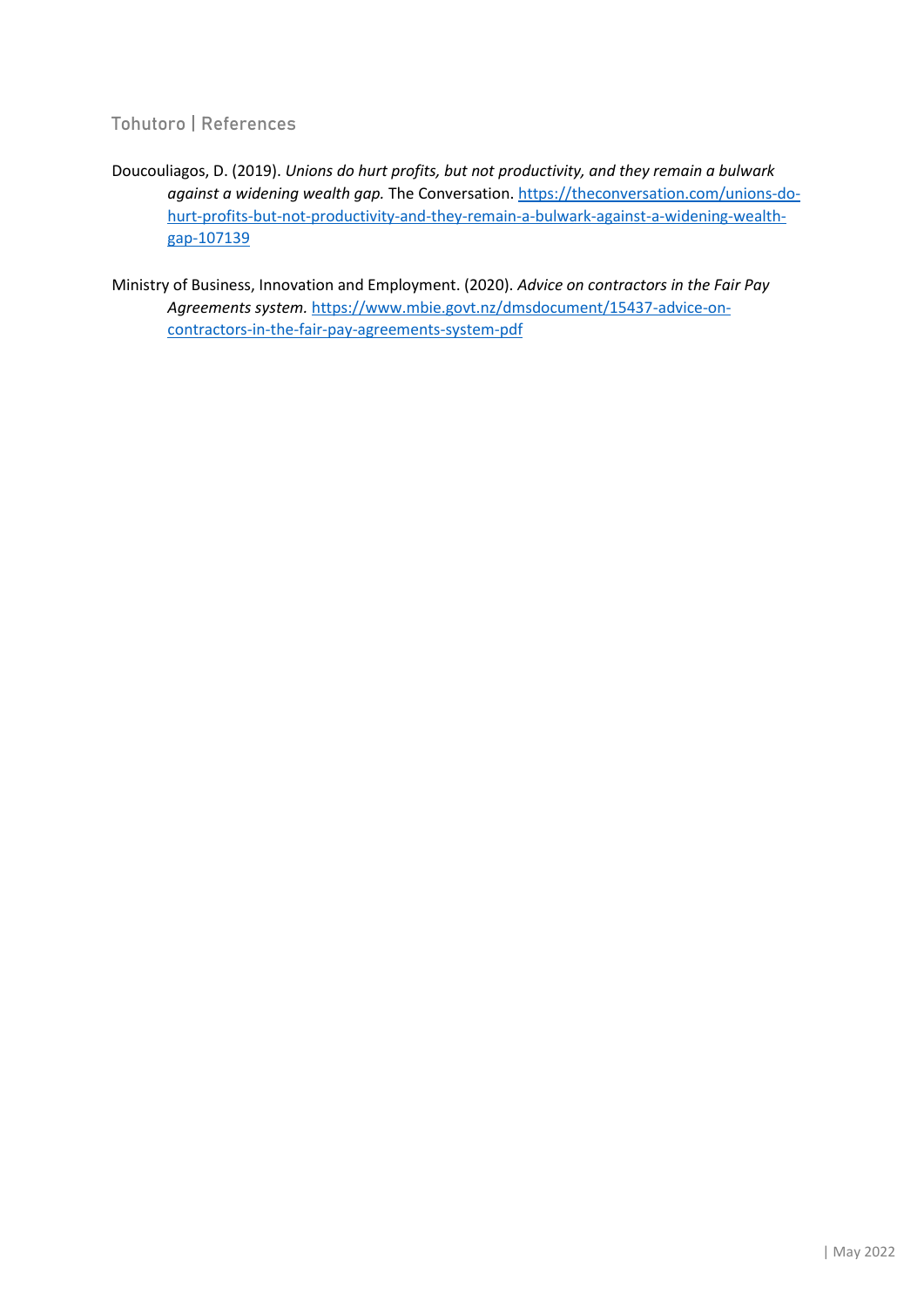## Tohutoro | References

Doucouliagos, D. (2019). *Unions do hurt profits, but not productivity, and they remain a bulwark against a widening wealth gap.* The Conversation. https://theconversation.com/unions-do-hurt-profits-but-not-productivity-and-they-remain-a-bulwark-against-a-widening-wealth-gap-107139

Ministry of Business, Innovation and Employment. (2020). *Advice on contractors in the Fair Pay Agreements system.* https://www.mbie.govt.nz/dmsdocument/15437-advice-on-contractors-in-the-fair-pay-agreements-system-pdf